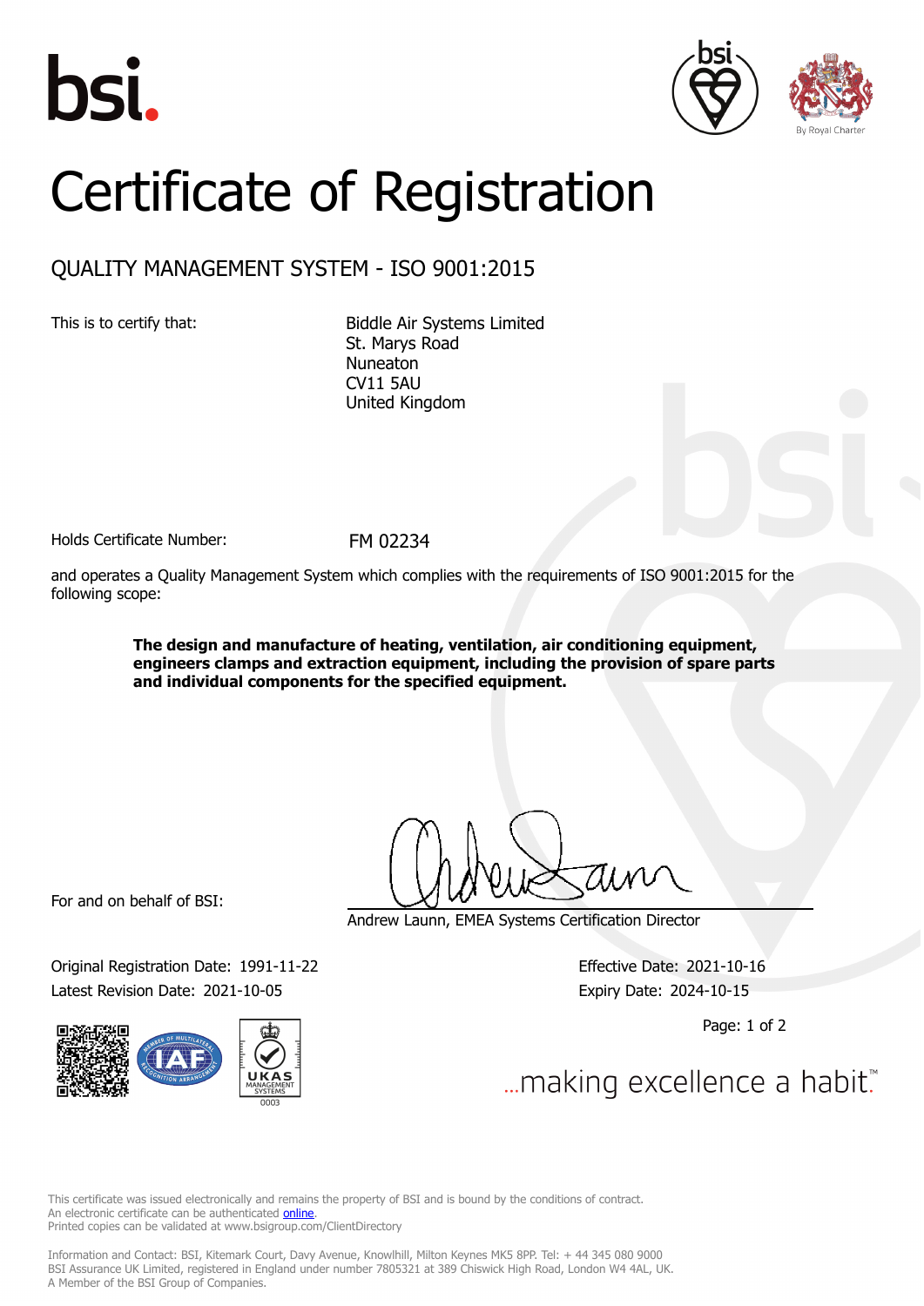# Certificate of Registration

## QUALITY MANAGEMENT SYSTEM - ISO 9001:2015

This is to certify that:

Biddle Air Systems Limited
St. Marys Road
Nuneaton
CV11 5AU
United Kingdom

Holds Certificate Number: FM 02234

and operates a Quality Management System which complies with the requirements of ISO 9001:2015 for the following scope:

**The design and manufacture of heating, ventilation, air conditioning equipment, engineers clamps and extraction equipment, including the provision of spare parts and individual components for the specified equipment.**

For and on behalf of BSI:

Andrew Launn, EMEA Systems Certification Director

Original Registration Date: 1991-11-22
Latest Revision Date: 2021-10-05

Effective Date: 2021-10-16
Expiry Date: 2024-10-15

...making excellence a habit.™

This certificate was issued electronically and remains the property of BSI and is bound by the conditions of contract.
An electronic certificate can be authenticated online.
Printed copies can be validated at www.bsigroup.com/ClientDirectory

Information and Contact: BSI, Kitemark Court, Davy Avenue, Knowlhill, Milton Keynes MK5 8PP. Tel: + 44 345 080 9000
BSI Assurance UK Limited, registered in England under number 7805321 at 389 Chiswick High Road, London W4 4AL, UK.
A Member of the BSI Group of Companies.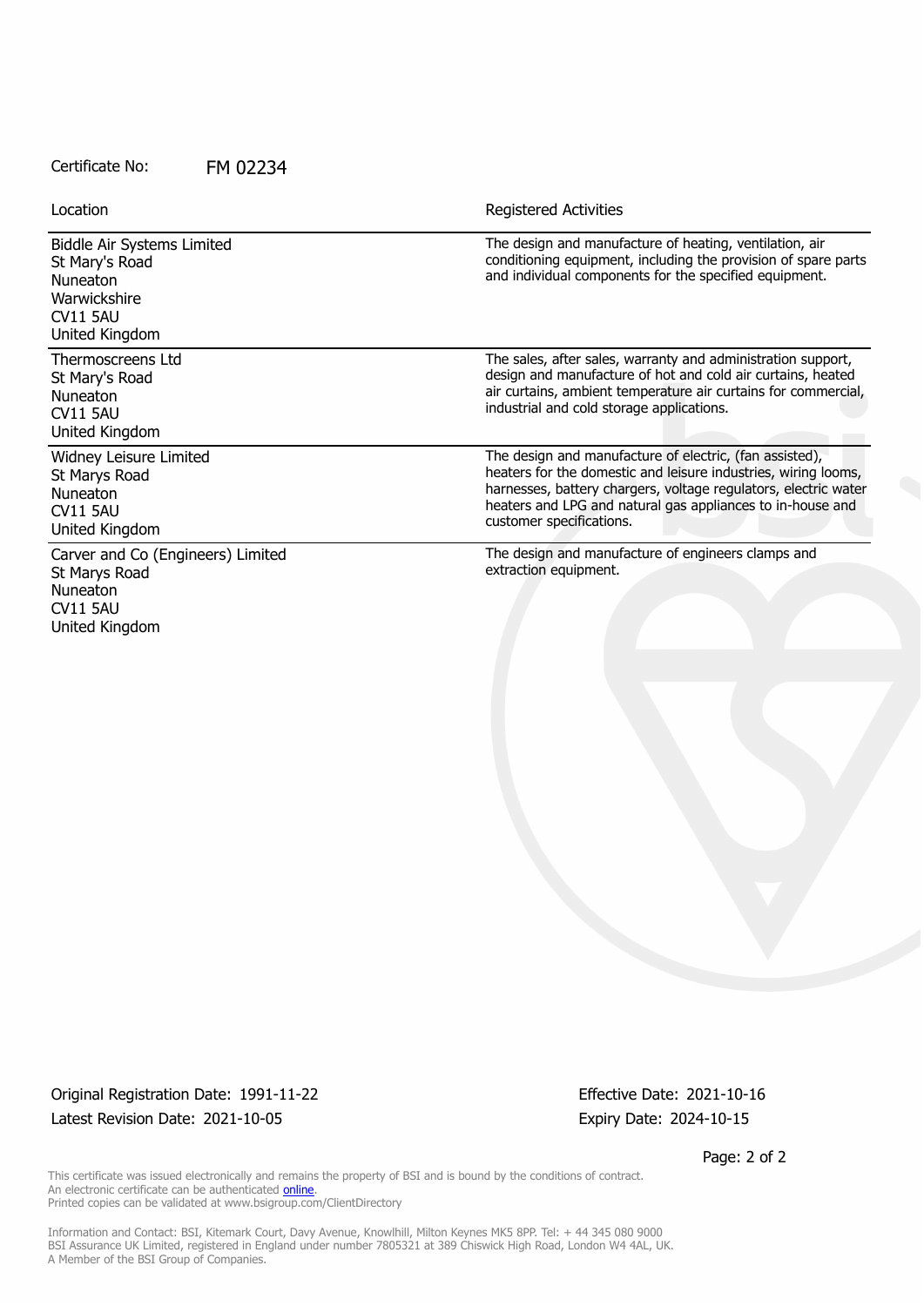Certificate No: FM 02234

| Location | Registered Activities |
| --- | --- |
| Biddle Air Systems Limited<br>St Mary's Road<br>Nuneaton<br>Warwickshire<br>CV11 5AU<br>United Kingdom | The design and manufacture of heating, ventilation, air conditioning equipment, including the provision of spare parts and individual components for the specified equipment. |
| Thermoscreens Ltd<br>St Mary's Road<br>Nuneaton<br>CV11 5AU<br>United Kingdom | The sales, after sales, warranty and administration support, design and manufacture of hot and cold air curtains, heated air curtains, ambient temperature air curtains for commercial, industrial and cold storage applications. |
| Widney Leisure Limited<br>St Marys Road<br>Nuneaton<br>CV11 5AU<br>United Kingdom | The design and manufacture of electric, (fan assisted), heaters for the domestic and leisure industries, wiring looms, harnesses, battery chargers, voltage regulators, electric water heaters and LPG and natural gas appliances to in-house and customer specifications. |
| Carver and Co (Engineers) Limited<br>St Marys Road<br>Nuneaton<br>CV11 5AU<br>United Kingdom | The design and manufacture of engineers clamps and extraction equipment. |

Original Registration Date: 1991-11-22
Latest Revision Date: 2021-10-05

Effective Date: 2021-10-16
Expiry Date: 2024-10-15

This certificate was issued electronically and remains the property of BSI and is bound by the conditions of contract.
An electronic certificate can be authenticated online.
Printed copies can be validated at www.bsigroup.com/ClientDirectory

Information and Contact: BSI, Kitemark Court, Davy Avenue, Knowlhill, Milton Keynes MK5 8PP. Tel: + 44 345 080 9000
BSI Assurance UK Limited, registered in England under number 7805321 at 389 Chiswick High Road, London W4 4AL, UK.
A Member of the BSI Group of Companies.